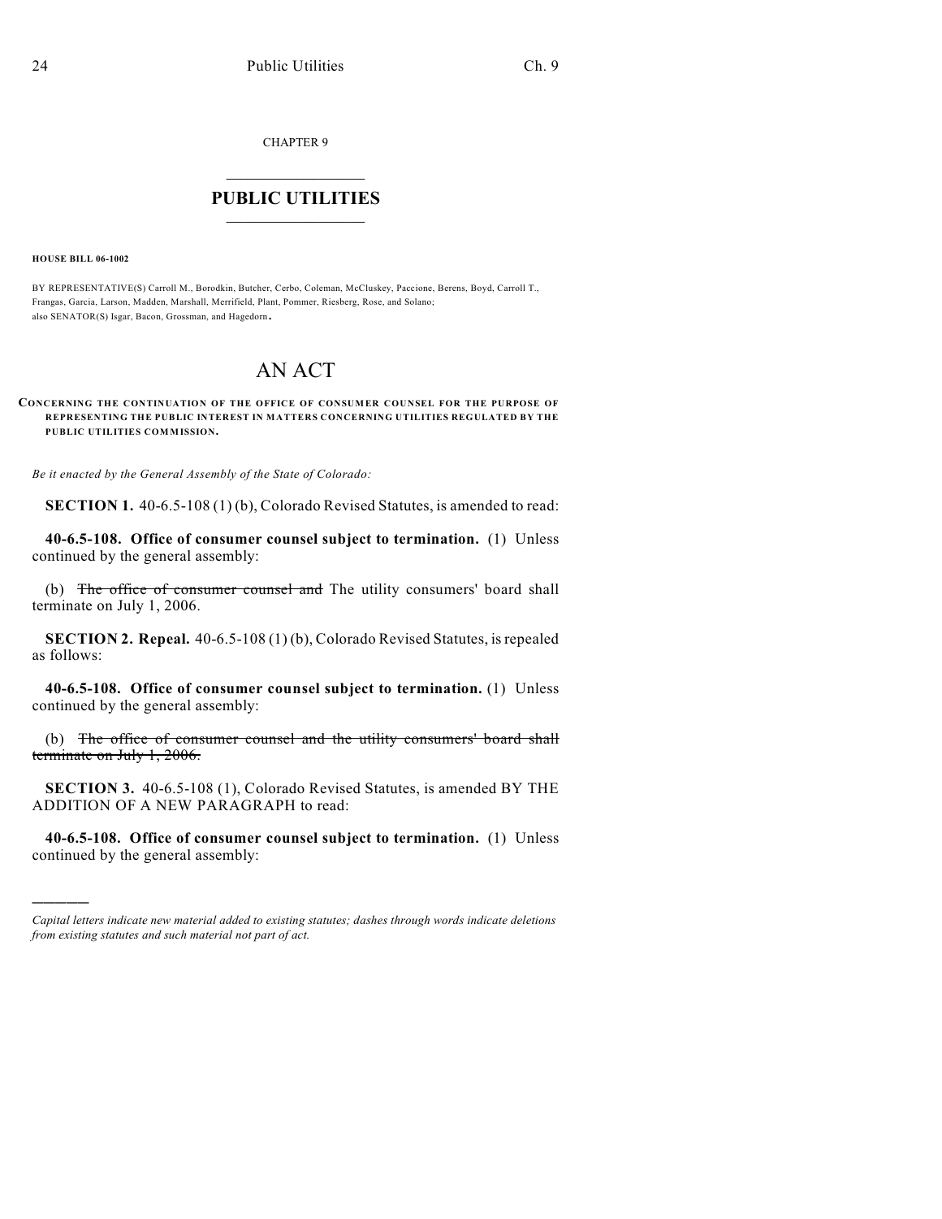CHAPTER 9

# PUBLIC UTILITIES

**HOUSE BILL 06-1002**

BY REPRESENTATIVE(S) Carroll M., Borodkin, Butcher, Cerbo, Coleman, McCluskey, Paccione, Berens, Boyd, Carroll T., Frangas, Garcia, Larson, Madden, Marshall, Merrifield, Plant, Pommer, Riesberg, Rose, and Solano; also SENATOR(S) Isgar, Bacon, Grossman, and Hagedorn.

# AN ACT

**CONCERNING THE CONTINUATION OF THE OFFICE OF CONSUMER COUNSEL FOR THE PURPOSE OF REPRESENTING THE PUBLIC INTEREST IN MATTERS CONCERNING UTILITIES REGULATED BY THE PUBLIC UTILITIES COMMISSION.**

*Be it enacted by the General Assembly of the State of Colorado:*

**SECTION 1.** 40-6.5-108 (1) (b), Colorado Revised Statutes, is amended to read:

**40-6.5-108. Office of consumer counsel subject to termination.** (1) Unless continued by the general assembly:

(b) ~~The office of consumer counsel and~~ The utility consumers' board shall terminate on July 1, 2006.

**SECTION 2. Repeal.** 40-6.5-108 (1) (b), Colorado Revised Statutes, is repealed as follows:

**40-6.5-108. Office of consumer counsel subject to termination.** (1) Unless continued by the general assembly:

(b) ~~The office of consumer counsel and the utility consumers' board shall terminate on July 1, 2006.~~

**SECTION 3.** 40-6.5-108 (1), Colorado Revised Statutes, is amended BY THE ADDITION OF A NEW PARAGRAPH to read:

**40-6.5-108. Office of consumer counsel subject to termination.** (1) Unless continued by the general assembly:

---

*Capital letters indicate new material added to existing statutes; dashes through words indicate deletions from existing statutes and such material not part of act.*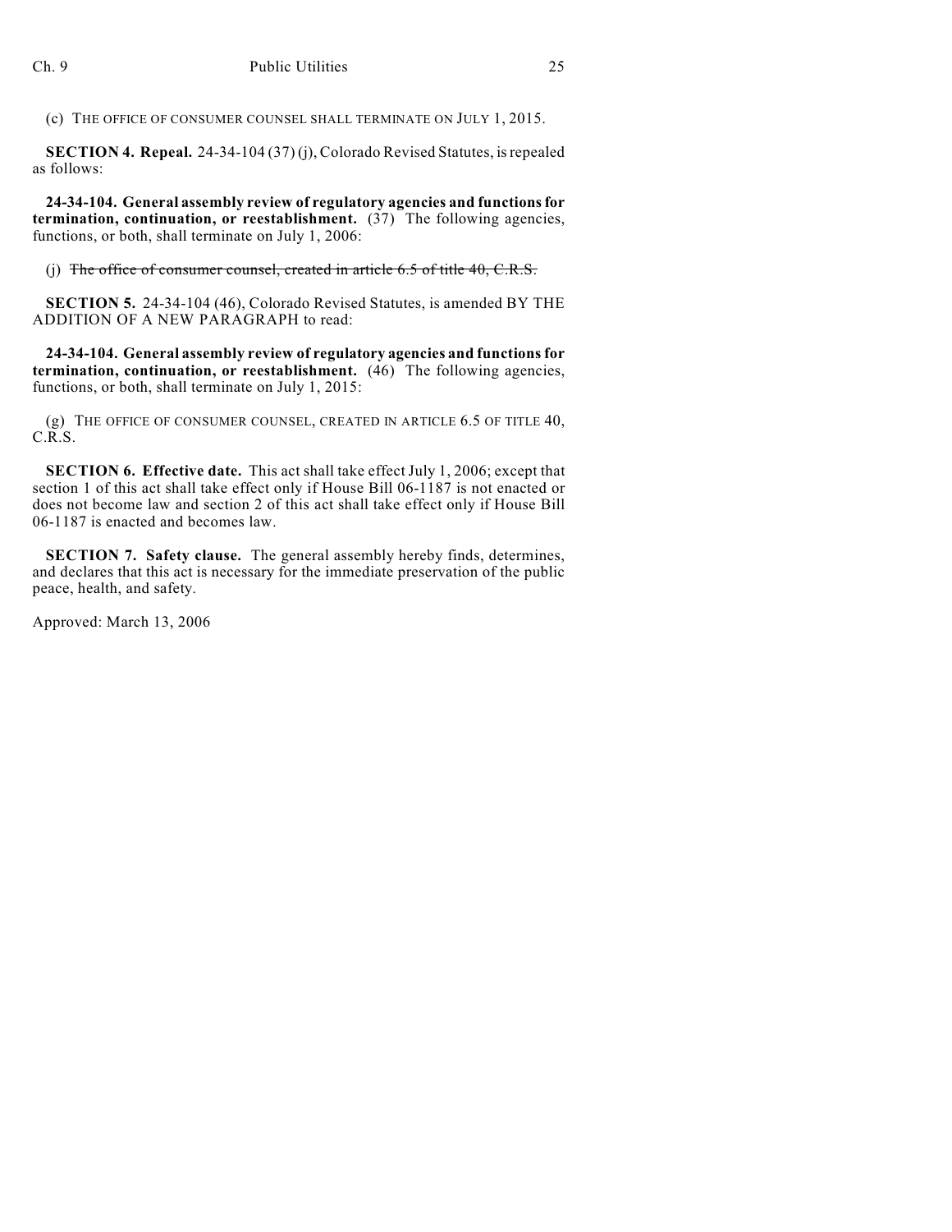(c) THE OFFICE OF CONSUMER COUNSEL SHALL TERMINATE ON JULY 1, 2015.

**SECTION 4. Repeal.** 24-34-104 (37) (j), Colorado Revised Statutes, is repealed as follows:

**24-34-104. General assembly review of regulatory agencies and functions for termination, continuation, or reestablishment.** (37) The following agencies, functions, or both, shall terminate on July 1, 2006:

(j) ~~The office of consumer counsel, created in article 6.5 of title 40, C.R.S.~~

**SECTION 5.** 24-34-104 (46), Colorado Revised Statutes, is amended BY THE ADDITION OF A NEW PARAGRAPH to read:

**24-34-104. General assembly review of regulatory agencies and functions for termination, continuation, or reestablishment.** (46) The following agencies, functions, or both, shall terminate on July 1, 2015:

(g) THE OFFICE OF CONSUMER COUNSEL, CREATED IN ARTICLE 6.5 OF TITLE 40, C.R.S.

**SECTION 6. Effective date.** This act shall take effect July 1, 2006; except that section 1 of this act shall take effect only if House Bill 06-1187 is not enacted or does not become law and section 2 of this act shall take effect only if House Bill 06-1187 is enacted and becomes law.

**SECTION 7. Safety clause.** The general assembly hereby finds, determines, and declares that this act is necessary for the immediate preservation of the public peace, health, and safety.

Approved: March 13, 2006